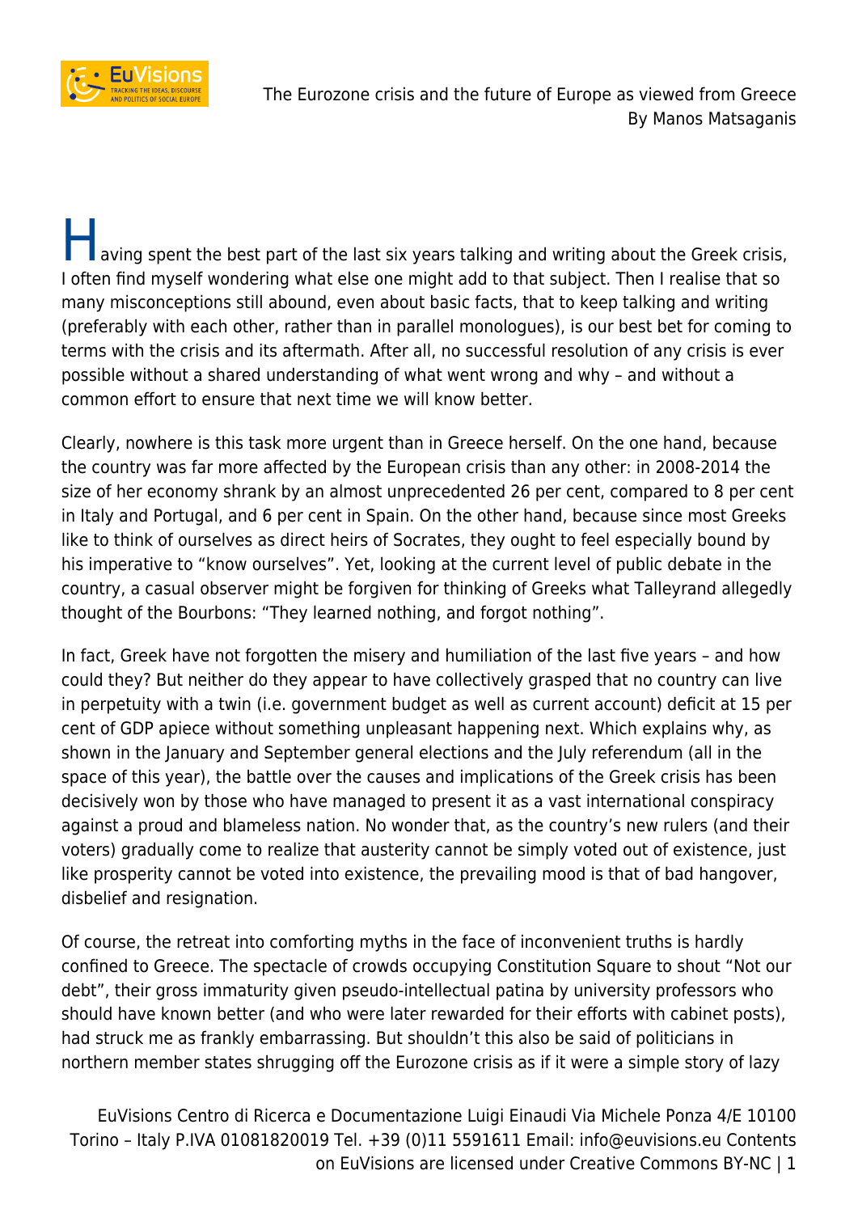# The Eurozone crisis and the future of Europe as viewed from Greece

By Manos Matsaganis

Having spent the best part of the last six years talking and writing about the Greek crisis, I often find myself wondering what else one might add to that subject. Then I realise that so many misconceptions still abound, even about basic facts, that to keep talking and writing (preferably with each other, rather than in parallel monologues), is our best bet for coming to terms with the crisis and its aftermath. After all, no successful resolution of any crisis is ever possible without a shared understanding of what went wrong and why – and without a common effort to ensure that next time we will know better.

Clearly, nowhere is this task more urgent than in Greece herself. On the one hand, because the country was far more affected by the European crisis than any other: in 2008-2014 the size of her economy shrank by an almost unprecedented 26 per cent, compared to 8 per cent in Italy and Portugal, and 6 per cent in Spain. On the other hand, because since most Greeks like to think of ourselves as direct heirs of Socrates, they ought to feel especially bound by his imperative to "know ourselves". Yet, looking at the current level of public debate in the country, a casual observer might be forgiven for thinking of Greeks what Talleyrand allegedly thought of the Bourbons: "They learned nothing, and forgot nothing".

In fact, Greek have not forgotten the misery and humiliation of the last five years – and how could they? But neither do they appear to have collectively grasped that no country can live in perpetuity with a twin (i.e. government budget as well as current account) deficit at 15 per cent of GDP apiece without something unpleasant happening next. Which explains why, as shown in the January and September general elections and the July referendum (all in the space of this year), the battle over the causes and implications of the Greek crisis has been decisively won by those who have managed to present it as a vast international conspiracy against a proud and blameless nation. No wonder that, as the country's new rulers (and their voters) gradually come to realize that austerity cannot be simply voted out of existence, just like prosperity cannot be voted into existence, the prevailing mood is that of bad hangover, disbelief and resignation.

Of course, the retreat into comforting myths in the face of inconvenient truths is hardly confined to Greece. The spectacle of crowds occupying Constitution Square to shout "Not our debt", their gross immaturity given pseudo-intellectual patina by university professors who should have known better (and who were later rewarded for their efforts with cabinet posts), had struck me as frankly embarrassing. But shouldn't this also be said of politicians in northern member states shrugging off the Eurozone crisis as if it were a simple story of lazy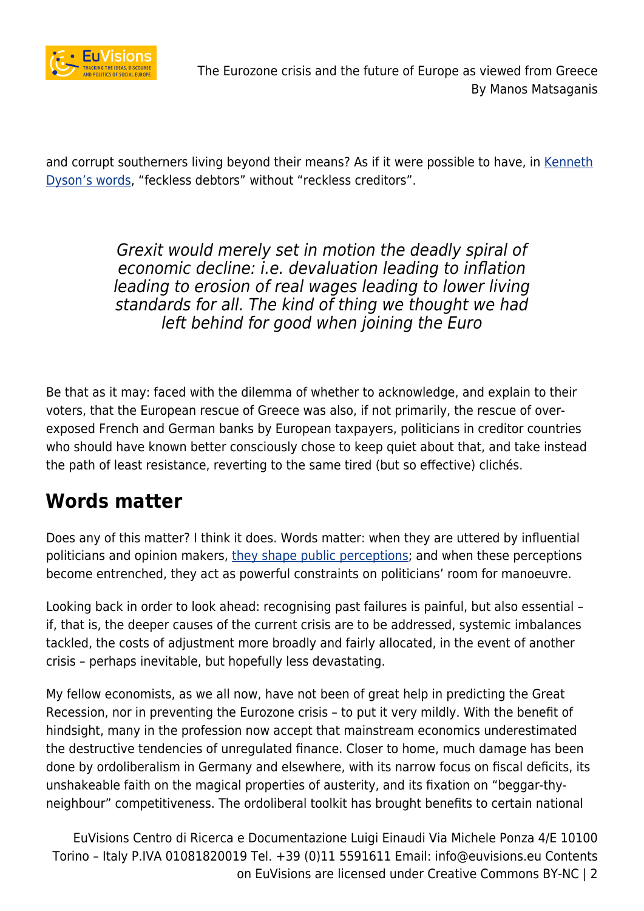and corrupt southerners living beyond their means? As if it were possible to have, in Kenneth Dyson's words, "feckless debtors" without "reckless creditors".

> *Grexit would merely set in motion the deadly spiral of economic decline: i.e. devaluation leading to inflation leading to erosion of real wages leading to lower living standards for all. The kind of thing we thought we had left behind for good when joining the Euro*

Be that as it may: faced with the dilemma of whether to acknowledge, and explain to their voters, that the European rescue of Greece was also, if not primarily, the rescue of over-exposed French and German banks by European taxpayers, politicians in creditor countries who should have known better consciously chose to keep quiet about that, and take instead the path of least resistance, reverting to the same tired (but so effective) clichés.

## Words matter

Does any of this matter? I think it does. Words matter: when they are uttered by influential politicians and opinion makers, they shape public perceptions; and when these perceptions become entrenched, they act as powerful constraints on politicians' room for manoeuvre.

Looking back in order to look ahead: recognising past failures is painful, but also essential – if, that is, the deeper causes of the current crisis are to be addressed, systemic imbalances tackled, the costs of adjustment more broadly and fairly allocated, in the event of another crisis – perhaps inevitable, but hopefully less devastating.

My fellow economists, as we all now, have not been of great help in predicting the Great Recession, nor in preventing the Eurozone crisis – to put it very mildly. With the benefit of hindsight, many in the profession now accept that mainstream economics underestimated the destructive tendencies of unregulated finance. Closer to home, much damage has been done by ordoliberalism in Germany and elsewhere, with its narrow focus on fiscal deficits, its unshakeable faith on the magical properties of austerity, and its fixation on "beggar-thy-neighbour" competitiveness. The ordoliberal toolkit has brought benefits to certain national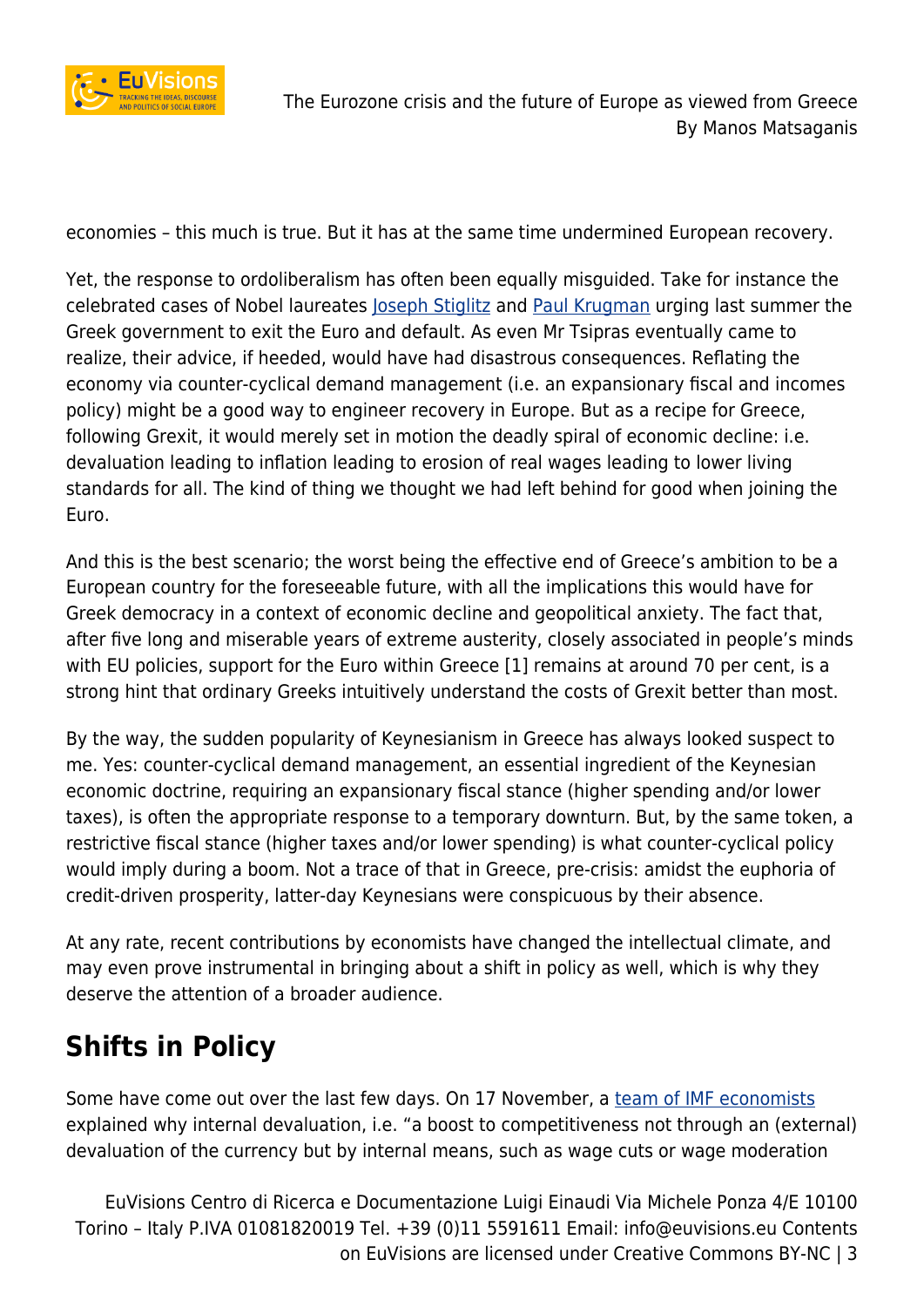economies – this much is true. But it has at the same time undermined European recovery.

Yet, the response to ordoliberalism has often been equally misguided. Take for instance the celebrated cases of Nobel laureates Joseph Stiglitz and Paul Krugman urging last summer the Greek government to exit the Euro and default. As even Mr Tsipras eventually came to realize, their advice, if heeded, would have had disastrous consequences. Reflating the economy via counter-cyclical demand management (i.e. an expansionary fiscal and incomes policy) might be a good way to engineer recovery in Europe. But as a recipe for Greece, following Grexit, it would merely set in motion the deadly spiral of economic decline: i.e. devaluation leading to inflation leading to erosion of real wages leading to lower living standards for all. The kind of thing we thought we had left behind for good when joining the Euro.

And this is the best scenario; the worst being the effective end of Greece's ambition to be a European country for the foreseeable future, with all the implications this would have for Greek democracy in a context of economic decline and geopolitical anxiety. The fact that, after five long and miserable years of extreme austerity, closely associated in people's minds with EU policies, support for the Euro within Greece [1] remains at around 70 per cent, is a strong hint that ordinary Greeks intuitively understand the costs of Grexit better than most.

By the way, the sudden popularity of Keynesianism in Greece has always looked suspect to me. Yes: counter-cyclical demand management, an essential ingredient of the Keynesian economic doctrine, requiring an expansionary fiscal stance (higher spending and/or lower taxes), is often the appropriate response to a temporary downturn. But, by the same token, a restrictive fiscal stance (higher taxes and/or lower spending) is what counter-cyclical policy would imply during a boom. Not a trace of that in Greece, pre-crisis: amidst the euphoria of credit-driven prosperity, latter-day Keynesians were conspicuous by their absence.

At any rate, recent contributions by economists have changed the intellectual climate, and may even prove instrumental in bringing about a shift in policy as well, which is why they deserve the attention of a broader audience.

## Shifts in Policy

Some have come out over the last few days. On 17 November, a team of IMF economists explained why internal devaluation, i.e. "a boost to competitiveness not through an (external) devaluation of the currency but by internal means, such as wage cuts or wage moderation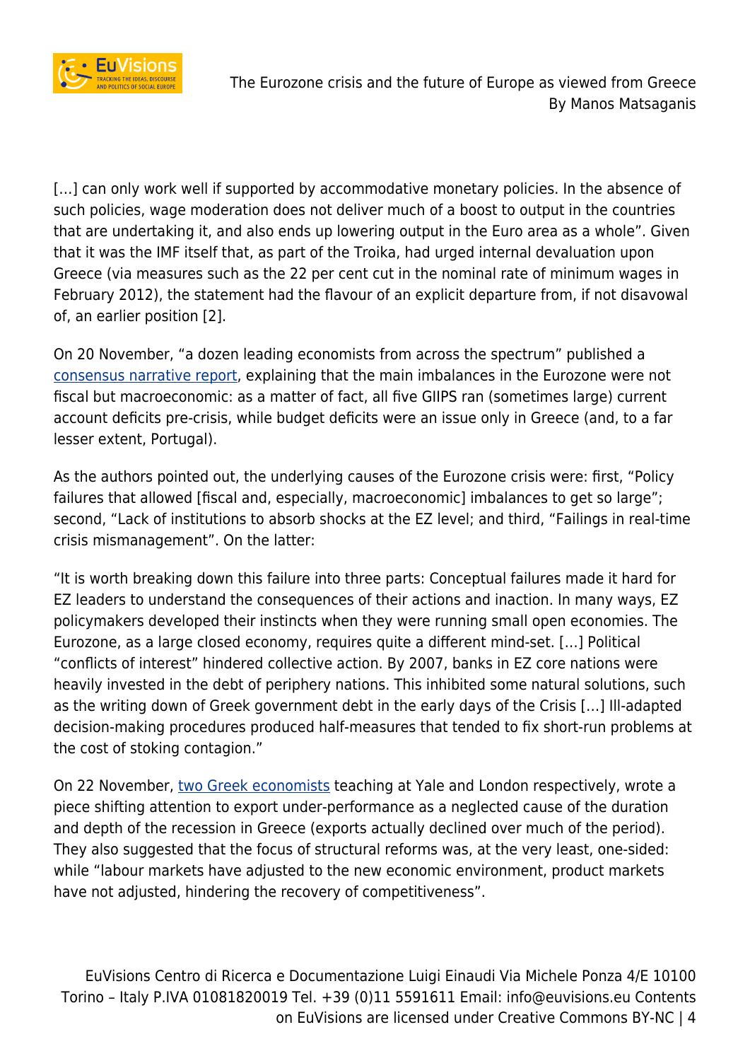[…] can only work well if supported by accommodative monetary policies. In the absence of such policies, wage moderation does not deliver much of a boost to output in the countries that are undertaking it, and also ends up lowering output in the Euro area as a whole". Given that it was the IMF itself that, as part of the Troika, had urged internal devaluation upon Greece (via measures such as the 22 per cent cut in the nominal rate of minimum wages in February 2012), the statement had the flavour of an explicit departure from, if not disavowal of, an earlier position [2].

On 20 November, "a dozen leading economists from across the spectrum" published a consensus narrative report, explaining that the main imbalances in the Eurozone were not fiscal but macroeconomic: as a matter of fact, all five GIIPS ran (sometimes large) current account deficits pre-crisis, while budget deficits were an issue only in Greece (and, to a far lesser extent, Portugal).

As the authors pointed out, the underlying causes of the Eurozone crisis were: first, "Policy failures that allowed [fiscal and, especially, macroeconomic] imbalances to get so large"; second, "Lack of institutions to absorb shocks at the EZ level; and third, "Failings in real-time crisis mismanagement". On the latter:

"It is worth breaking down this failure into three parts: Conceptual failures made it hard for EZ leaders to understand the consequences of their actions and inaction. In many ways, EZ policymakers developed their instincts when they were running small open economies. The Eurozone, as a large closed economy, requires quite a different mind-set. […] Political "conflicts of interest" hindered collective action. By 2007, banks in EZ core nations were heavily invested in the debt of periphery nations. This inhibited some natural solutions, such as the writing down of Greek government debt in the early days of the Crisis […] Ill-adapted decision-making procedures produced half-measures that tended to fix short-run problems at the cost of stoking contagion."

On 22 November, two Greek economists teaching at Yale and London respectively, wrote a piece shifting attention to export under-performance as a neglected cause of the duration and depth of the recession in Greece (exports actually declined over much of the period). They also suggested that the focus of structural reforms was, at the very least, one-sided: while "labour markets have adjusted to the new economic environment, product markets have not adjusted, hindering the recovery of competitiveness".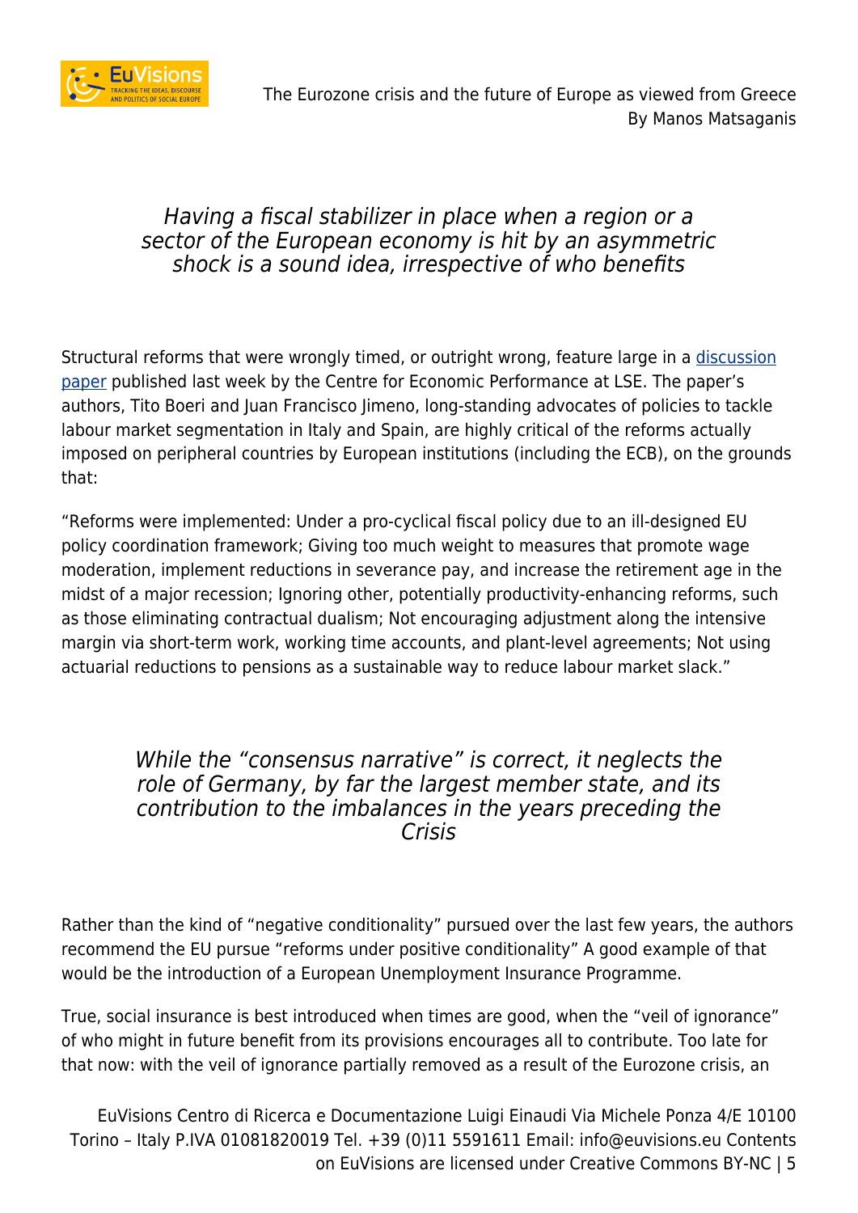*Having a fiscal stabilizer in place when a region or a sector of the European economy is hit by an asymmetric shock is a sound idea, irrespective of who benefits*

Structural reforms that were wrongly timed, or outright wrong, feature large in a discussion paper published last week by the Centre for Economic Performance at LSE. The paper's authors, Tito Boeri and Juan Francisco Jimeno, long-standing advocates of policies to tackle labour market segmentation in Italy and Spain, are highly critical of the reforms actually imposed on peripheral countries by European institutions (including the ECB), on the grounds that:

"Reforms were implemented: Under a pro-cyclical fiscal policy due to an ill-designed EU policy coordination framework; Giving too much weight to measures that promote wage moderation, implement reductions in severance pay, and increase the retirement age in the midst of a major recession; Ignoring other, potentially productivity-enhancing reforms, such as those eliminating contractual dualism; Not encouraging adjustment along the intensive margin via short-term work, working time accounts, and plant-level agreements; Not using actuarial reductions to pensions as a sustainable way to reduce labour market slack."

*While the "consensus narrative" is correct, it neglects the role of Germany, by far the largest member state, and its contribution to the imbalances in the years preceding the Crisis*

Rather than the kind of "negative conditionality" pursued over the last few years, the authors recommend the EU pursue "reforms under positive conditionality" A good example of that would be the introduction of a European Unemployment Insurance Programme.

True, social insurance is best introduced when times are good, when the "veil of ignorance" of who might in future benefit from its provisions encourages all to contribute. Too late for that now: with the veil of ignorance partially removed as a result of the Eurozone crisis, an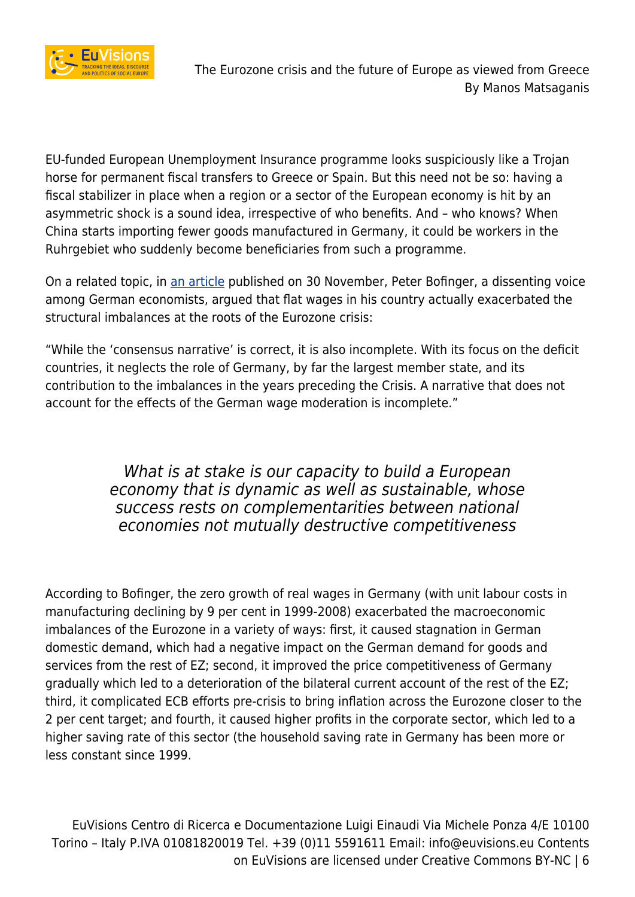EU-funded European Unemployment Insurance programme looks suspiciously like a Trojan horse for permanent fiscal transfers to Greece or Spain. But this need not be so: having a fiscal stabilizer in place when a region or a sector of the European economy is hit by an asymmetric shock is a sound idea, irrespective of who benefits. And – who knows? When China starts importing fewer goods manufactured in Germany, it could be workers in the Ruhrgebiet who suddenly become beneficiaries from such a programme.

On a related topic, in an article published on 30 November, Peter Bofinger, a dissenting voice among German economists, argued that flat wages in his country actually exacerbated the structural imbalances at the roots of the Eurozone crisis:

"While the 'consensus narrative' is correct, it is also incomplete. With its focus on the deficit countries, it neglects the role of Germany, by far the largest member state, and its contribution to the imbalances in the years preceding the Crisis. A narrative that does not account for the effects of the German wage moderation is incomplete."

> *What is at stake is our capacity to build a European economy that is dynamic as well as sustainable, whose success rests on complementarities between national economies not mutually destructive competitiveness*

According to Bofinger, the zero growth of real wages in Germany (with unit labour costs in manufacturing declining by 9 per cent in 1999-2008) exacerbated the macroeconomic imbalances of the Eurozone in a variety of ways: first, it caused stagnation in German domestic demand, which had a negative impact on the German demand for goods and services from the rest of EZ; second, it improved the price competitiveness of Germany gradually which led to a deterioration of the bilateral current account of the rest of the EZ; third, it complicated ECB efforts pre-crisis to bring inflation across the Eurozone closer to the 2 per cent target; and fourth, it caused higher profits in the corporate sector, which led to a higher saving rate of this sector (the household saving rate in Germany has been more or less constant since 1999.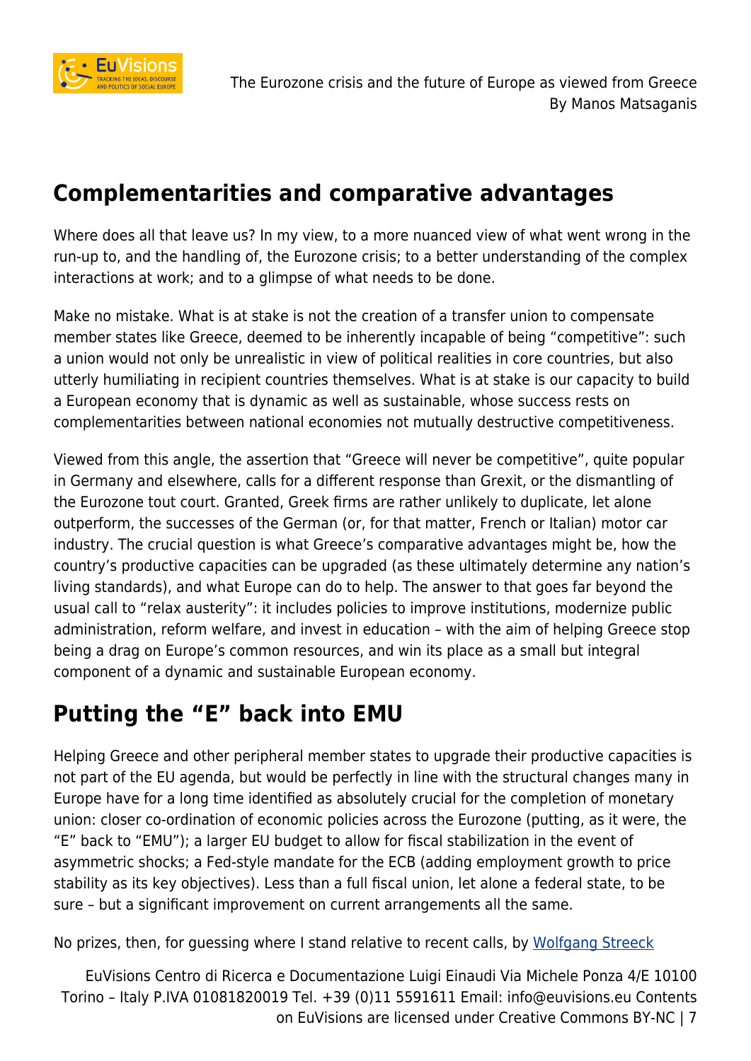## Complementarities and comparative advantages

Where does all that leave us? In my view, to a more nuanced view of what went wrong in the run-up to, and the handling of, the Eurozone crisis; to a better understanding of the complex interactions at work; and to a glimpse of what needs to be done.

Make no mistake. What is at stake is not the creation of a transfer union to compensate member states like Greece, deemed to be inherently incapable of being "competitive": such a union would not only be unrealistic in view of political realities in core countries, but also utterly humiliating in recipient countries themselves. What is at stake is our capacity to build a European economy that is dynamic as well as sustainable, whose success rests on complementarities between national economies not mutually destructive competitiveness.

Viewed from this angle, the assertion that "Greece will never be competitive", quite popular in Germany and elsewhere, calls for a different response than Grexit, or the dismantling of the Eurozone tout court. Granted, Greek firms are rather unlikely to duplicate, let alone outperform, the successes of the German (or, for that matter, French or Italian) motor car industry. The crucial question is what Greece's comparative advantages might be, how the country's productive capacities can be upgraded (as these ultimately determine any nation's living standards), and what Europe can do to help. The answer to that goes far beyond the usual call to "relax austerity": it includes policies to improve institutions, modernize public administration, reform welfare, and invest in education – with the aim of helping Greece stop being a drag on Europe's common resources, and win its place as a small but integral component of a dynamic and sustainable European economy.

## Putting the "E" back into EMU

Helping Greece and other peripheral member states to upgrade their productive capacities is not part of the EU agenda, but would be perfectly in line with the structural changes many in Europe have for a long time identified as absolutely crucial for the completion of monetary union: closer co-ordination of economic policies across the Eurozone (putting, as it were, the "E" back to "EMU"); a larger EU budget to allow for fiscal stabilization in the event of asymmetric shocks; a Fed-style mandate for the ECB (adding employment growth to price stability as its key objectives). Less than a full fiscal union, let alone a federal state, to be sure – but a significant improvement on current arrangements all the same.

No prizes, then, for guessing where I stand relative to recent calls, by Wolfgang Streeck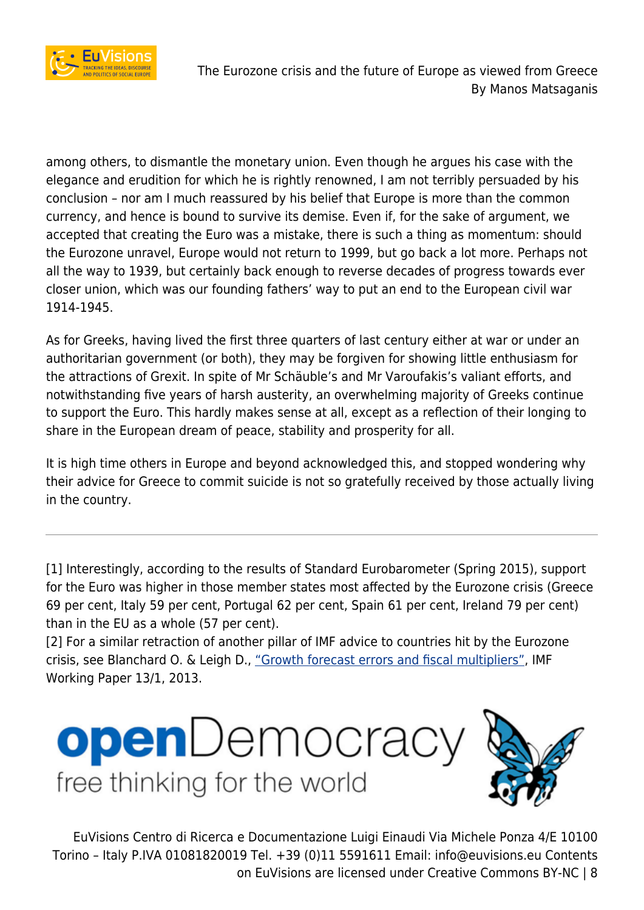among others, to dismantle the monetary union. Even though he argues his case with the elegance and erudition for which he is rightly renowned, I am not terribly persuaded by his conclusion – nor am I much reassured by his belief that Europe is more than the common currency, and hence is bound to survive its demise. Even if, for the sake of argument, we accepted that creating the Euro was a mistake, there is such a thing as momentum: should the Eurozone unravel, Europe would not return to 1999, but go back a lot more. Perhaps not all the way to 1939, but certainly back enough to reverse decades of progress towards ever closer union, which was our founding fathers' way to put an end to the European civil war 1914-1945.

As for Greeks, having lived the first three quarters of last century either at war or under an authoritarian government (or both), they may be forgiven for showing little enthusiasm for the attractions of Grexit. In spite of Mr Schäuble's and Mr Varoufakis's valiant efforts, and notwithstanding five years of harsh austerity, an overwhelming majority of Greeks continue to support the Euro. This hardly makes sense at all, except as a reflection of their longing to share in the European dream of peace, stability and prosperity for all.

It is high time others in Europe and beyond acknowledged this, and stopped wondering why their advice for Greece to commit suicide is not so gratefully received by those actually living in the country.

---

[1] Interestingly, according to the results of Standard Eurobarometer (Spring 2015), support for the Euro was higher in those member states most affected by the Eurozone crisis (Greece 69 per cent, Italy 59 per cent, Portugal 62 per cent, Spain 61 per cent, Ireland 79 per cent) than in the EU as a whole (57 per cent).
[2] For a similar retraction of another pillar of IMF advice to countries hit by the Eurozone crisis, see Blanchard O. & Leigh D., "Growth forecast errors and fiscal multipliers", IMF Working Paper 13/1, 2013.

openDemocracy free thinking for the world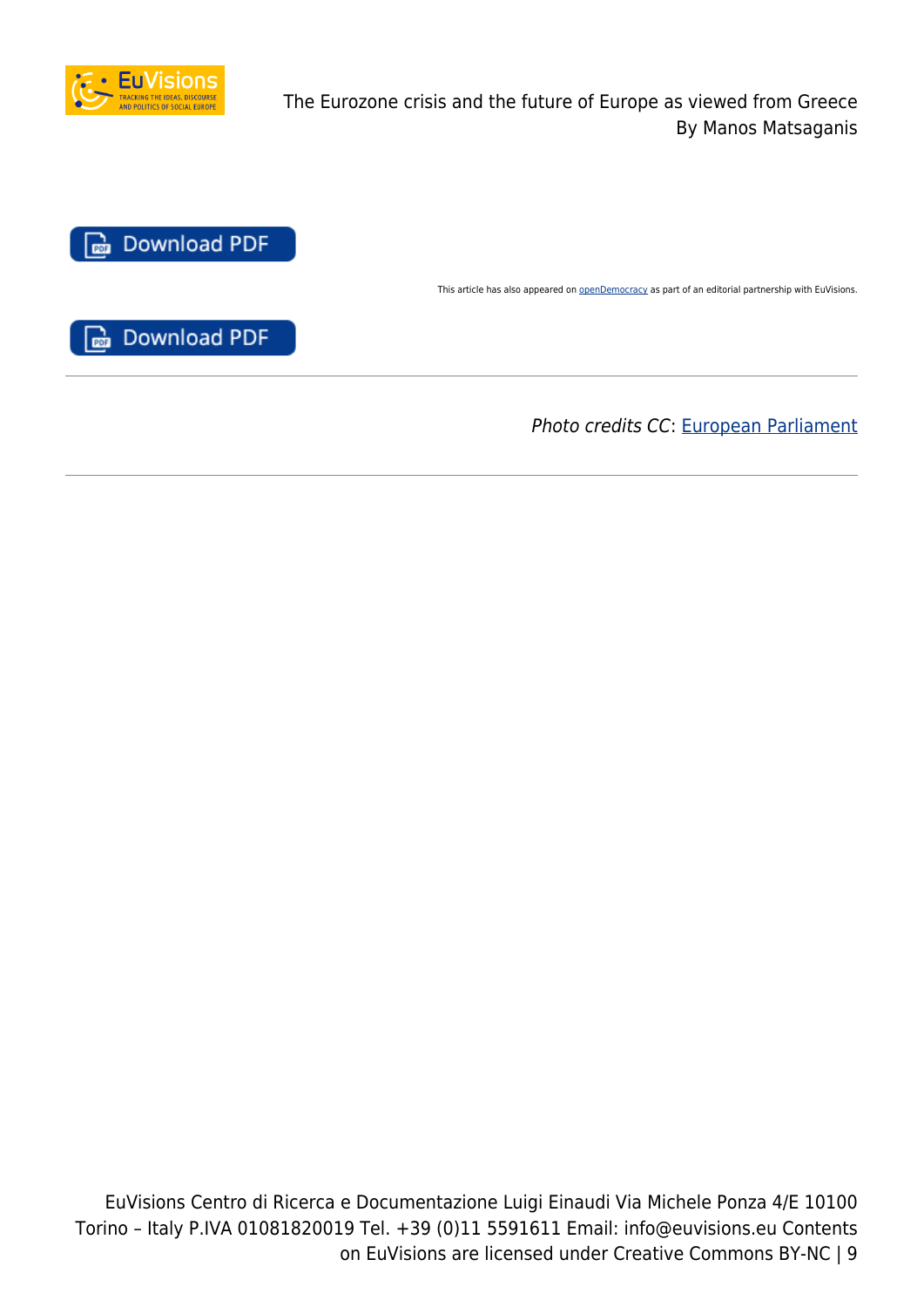Download PDF

This article has also appeared on openDemocracy as part of an editorial partnership with EuVisions.

Download PDF

---

*Photo credits CC*: European Parliament

---